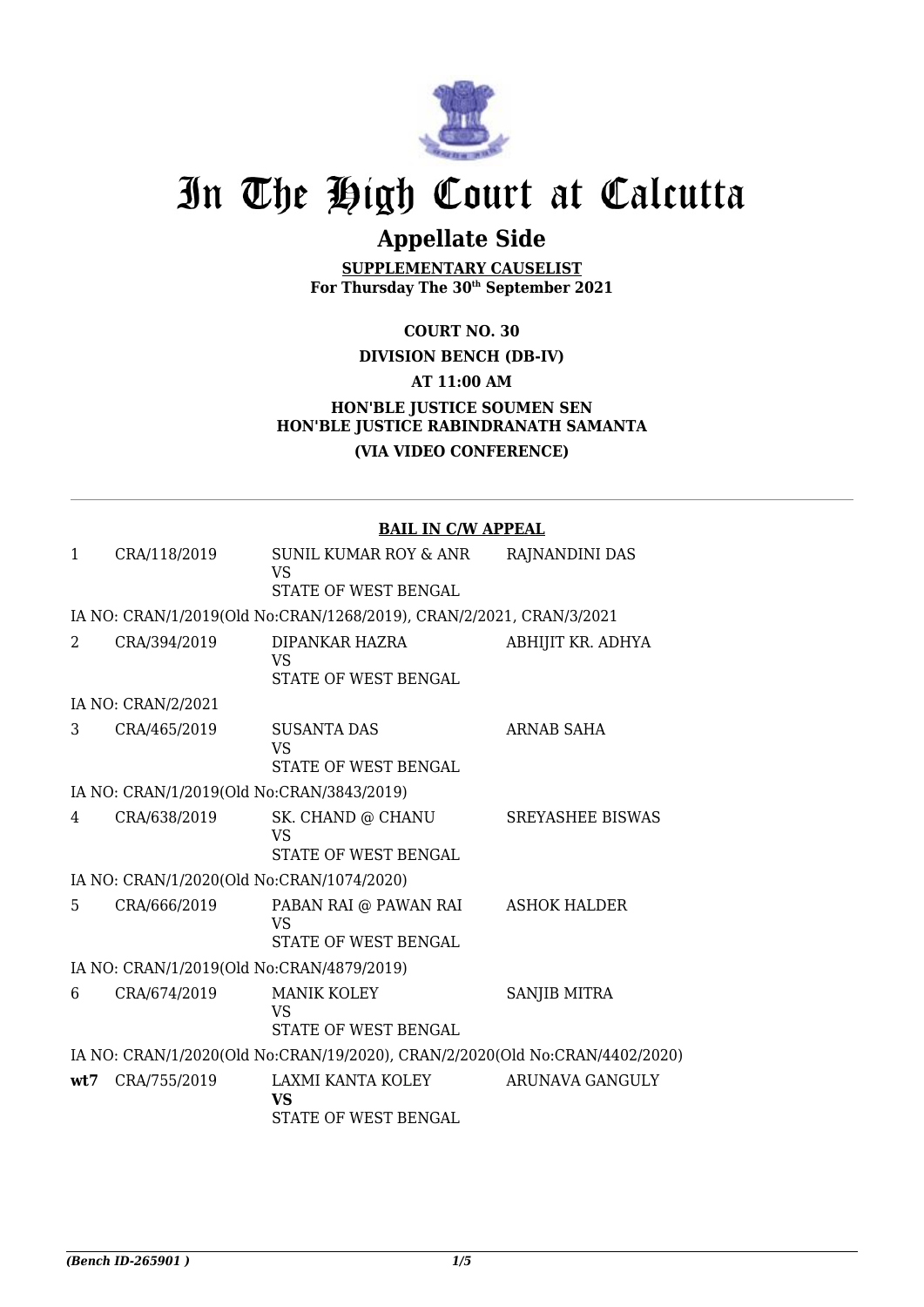# In The High Court at Calcutta

## Appellate Side

**SUPPLEMENTARY CAUSELIST**
**For Thursday The 30th September 2021**

**COURT NO. 30**

**DIVISION BENCH (DB-IV)**

**AT 11:00 AM**

**HON'BLE JUSTICE SOUMEN SEN**
**HON'BLE JUSTICE RABINDRANATH SAMANTA**

**(VIA VIDEO CONFERENCE)**

---

**BAIL IN C/W APPEAL**

| | | | |
|---|---|---|---|
| 1 | CRA/118/2019 | SUNIL KUMAR ROY & ANR<br>VS<br>STATE OF WEST BENGAL | RAJNANDINI DAS |

IA NO: CRAN/1/2019(Old No:CRAN/1268/2019), CRAN/2/2021, CRAN/3/2021

| | | | |
|---|---|---|---|
| 2 | CRA/394/2019 | DIPANKAR HAZRA<br>VS<br>STATE OF WEST BENGAL | ABHIJIT KR. ADHYA |

IA NO: CRAN/2/2021

| | | | |
|---|---|---|---|
| 3 | CRA/465/2019 | SUSANTA DAS<br>VS<br>STATE OF WEST BENGAL | ARNAB SAHA |

IA NO: CRAN/1/2019(Old No:CRAN/3843/2019)

| | | | |
|---|---|---|---|
| 4 | CRA/638/2019 | SK. CHAND @ CHANU<br>VS<br>STATE OF WEST BENGAL | SREYASHEE BISWAS |

IA NO: CRAN/1/2020(Old No:CRAN/1074/2020)

| | | | |
|---|---|---|---|
| 5 | CRA/666/2019 | PABAN RAI @ PAWAN RAI<br>VS<br>STATE OF WEST BENGAL | ASHOK HALDER |

IA NO: CRAN/1/2019(Old No:CRAN/4879/2019)

| | | | |
|---|---|---|---|
| 6 | CRA/674/2019 | MANIK KOLEY<br>VS<br>STATE OF WEST BENGAL | SANJIB MITRA |

IA NO: CRAN/1/2020(Old No:CRAN/19/2020), CRAN/2/2020(Old No:CRAN/4402/2020)

| | | | |
|---|---|---|---|
| **wt7** | CRA/755/2019 | LAXMI KANTA KOLEY<br>**VS**<br>STATE OF WEST BENGAL | ARUNAVA GANGULY |

*(Bench ID-265901 )*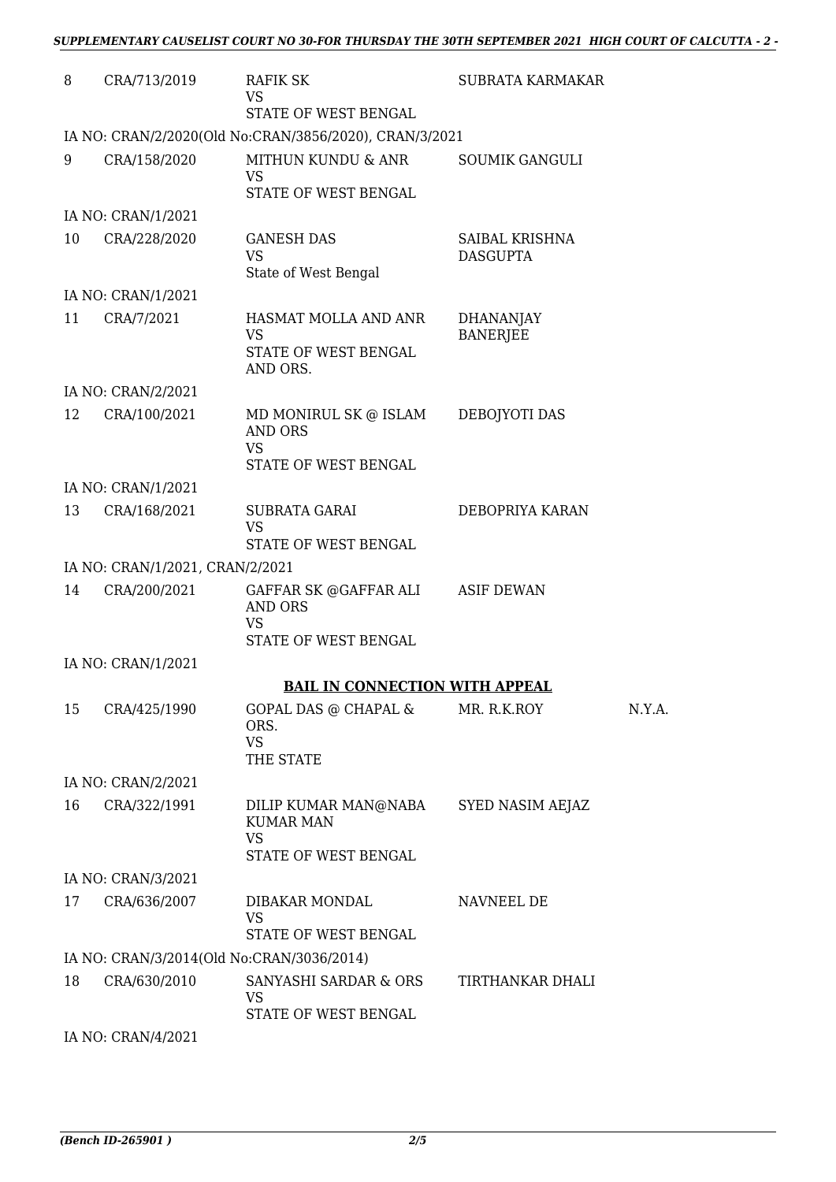| 8 | CRA/713/2019 | RAFIK SK<br>VS<br>STATE OF WEST BENGAL | SUBRATA KARMAKAR | |
|---|---|---|---|---|

IA NO: CRAN/2/2020(Old No:CRAN/3856/2020), CRAN/3/2021

| 9 | CRA/158/2020 | MITHUN KUNDU & ANR<br>VS<br>STATE OF WEST BENGAL | SOUMIK GANGULI | |
|---|---|---|---|---|

IA NO: CRAN/1/2021

| 10 | CRA/228/2020 | GANESH DAS<br>VS<br>State of West Bengal | SAIBAL KRISHNA DASGUPTA | |
|---|---|---|---|---|

IA NO: CRAN/1/2021

| 11 | CRA/7/2021 | HASMAT MOLLA AND ANR<br>VS<br>STATE OF WEST BENGAL AND ORS. | DHANANJAY BANERJEE | |
|---|---|---|---|---|

IA NO: CRAN/2/2021

| 12 | CRA/100/2021 | MD MONIRUL SK @ ISLAM AND ORS<br>VS<br>STATE OF WEST BENGAL | DEBOJYOTI DAS | |
|---|---|---|---|---|

IA NO: CRAN/1/2021

| 13 | CRA/168/2021 | SUBRATA GARAI<br>VS<br>STATE OF WEST BENGAL | DEBOPRIYA KARAN | |
|---|---|---|---|---|

IA NO: CRAN/1/2021, CRAN/2/2021

| 14 | CRA/200/2021 | GAFFAR SK @GAFFAR ALI AND ORS<br>VS<br>STATE OF WEST BENGAL | ASIF DEWAN | |
|---|---|---|---|---|

IA NO: CRAN/1/2021

**BAIL IN CONNECTION WITH APPEAL**

| 15 | CRA/425/1990 | GOPAL DAS @ CHAPAL & ORS.<br>VS<br>THE STATE | MR. R.K.ROY | N.Y.A. |
|---|---|---|---|---|

IA NO: CRAN/2/2021

| 16 | CRA/322/1991 | DILIP KUMAR MAN@NABA KUMAR MAN<br>VS<br>STATE OF WEST BENGAL | SYED NASIM AEJAZ | |
|---|---|---|---|---|

IA NO: CRAN/3/2021

| 17 | CRA/636/2007 | DIBAKAR MONDAL<br>VS<br>STATE OF WEST BENGAL | NAVNEEL DE | |
|---|---|---|---|---|

IA NO: CRAN/3/2014(Old No:CRAN/3036/2014)

| 18 | CRA/630/2010 | SANYASHI SARDAR & ORS<br>VS<br>STATE OF WEST BENGAL | TIRTHANKAR DHALI | |
|---|---|---|---|---|

IA NO: CRAN/4/2021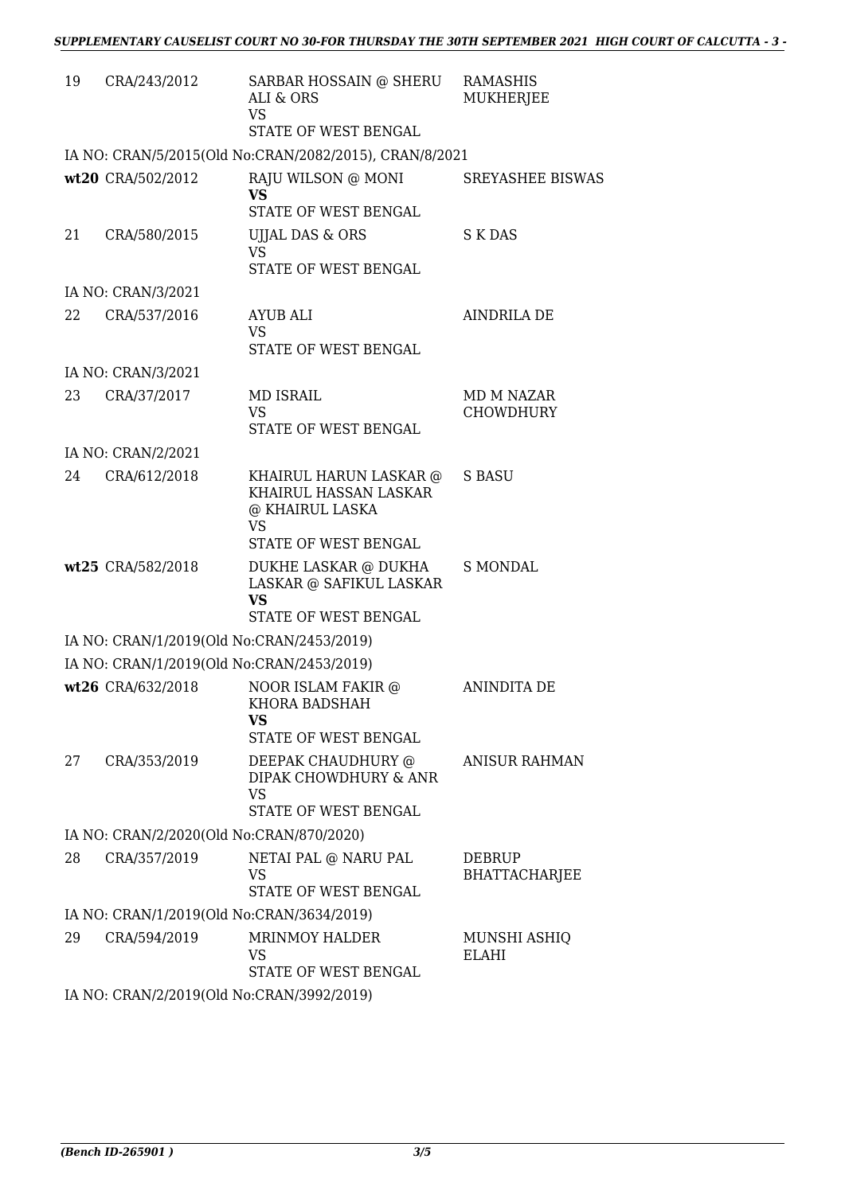| | | | |
|---|---|---|---|
| 19 | CRA/243/2012 | SARBAR HOSSAIN @ SHERU ALI & ORS<br>VS<br>STATE OF WEST BENGAL | RAMASHIS MUKHERJEE |
| IA NO: CRAN/5/2015(Old No:CRAN/2082/2015), CRAN/8/2021 | | | |
| **wt20** | CRA/502/2012 | RAJU WILSON @ MONI<br>**VS**<br>STATE OF WEST BENGAL | SREYASHEE BISWAS |
| 21 | CRA/580/2015 | UJJAL DAS & ORS<br>VS<br>STATE OF WEST BENGAL | S K DAS |
| IA NO: CRAN/3/2021 | | | |
| 22 | CRA/537/2016 | AYUB ALI<br>VS<br>STATE OF WEST BENGAL | AINDRILA DE |
| IA NO: CRAN/3/2021 | | | |
| 23 | CRA/37/2017 | MD ISRAIL<br>VS<br>STATE OF WEST BENGAL | MD M NAZAR CHOWDHURY |
| IA NO: CRAN/2/2021 | | | |
| 24 | CRA/612/2018 | KHAIRUL HARUN LASKAR @ KHAIRUL HASSAN LASKAR @ KHAIRUL LASKA<br>VS<br>STATE OF WEST BENGAL | S BASU |
| **wt25** | CRA/582/2018 | DUKHE LASKAR @ DUKHA LASKAR @ SAFIKUL LASKAR<br>**VS**<br>STATE OF WEST BENGAL | S MONDAL |
| IA NO: CRAN/1/2019(Old No:CRAN/2453/2019) | | | |
| IA NO: CRAN/1/2019(Old No:CRAN/2453/2019) | | | |
| **wt26** | CRA/632/2018 | NOOR ISLAM FAKIR @ KHORA BADSHAH<br>**VS**<br>STATE OF WEST BENGAL | ANINDITA DE |
| 27 | CRA/353/2019 | DEEPAK CHAUDHURY @ DIPAK CHOWDHURY & ANR<br>VS<br>STATE OF WEST BENGAL | ANISUR RAHMAN |
| IA NO: CRAN/2/2020(Old No:CRAN/870/2020) | | | |
| 28 | CRA/357/2019 | NETAI PAL @ NARU PAL<br>VS<br>STATE OF WEST BENGAL | DEBRUP BHATTACHARJEE |
| IA NO: CRAN/1/2019(Old No:CRAN/3634/2019) | | | |
| 29 | CRA/594/2019 | MRINMOY HALDER<br>VS<br>STATE OF WEST BENGAL | MUNSHI ASHIQ ELAHI |
| IA NO: CRAN/2/2019(Old No:CRAN/3992/2019) | | | |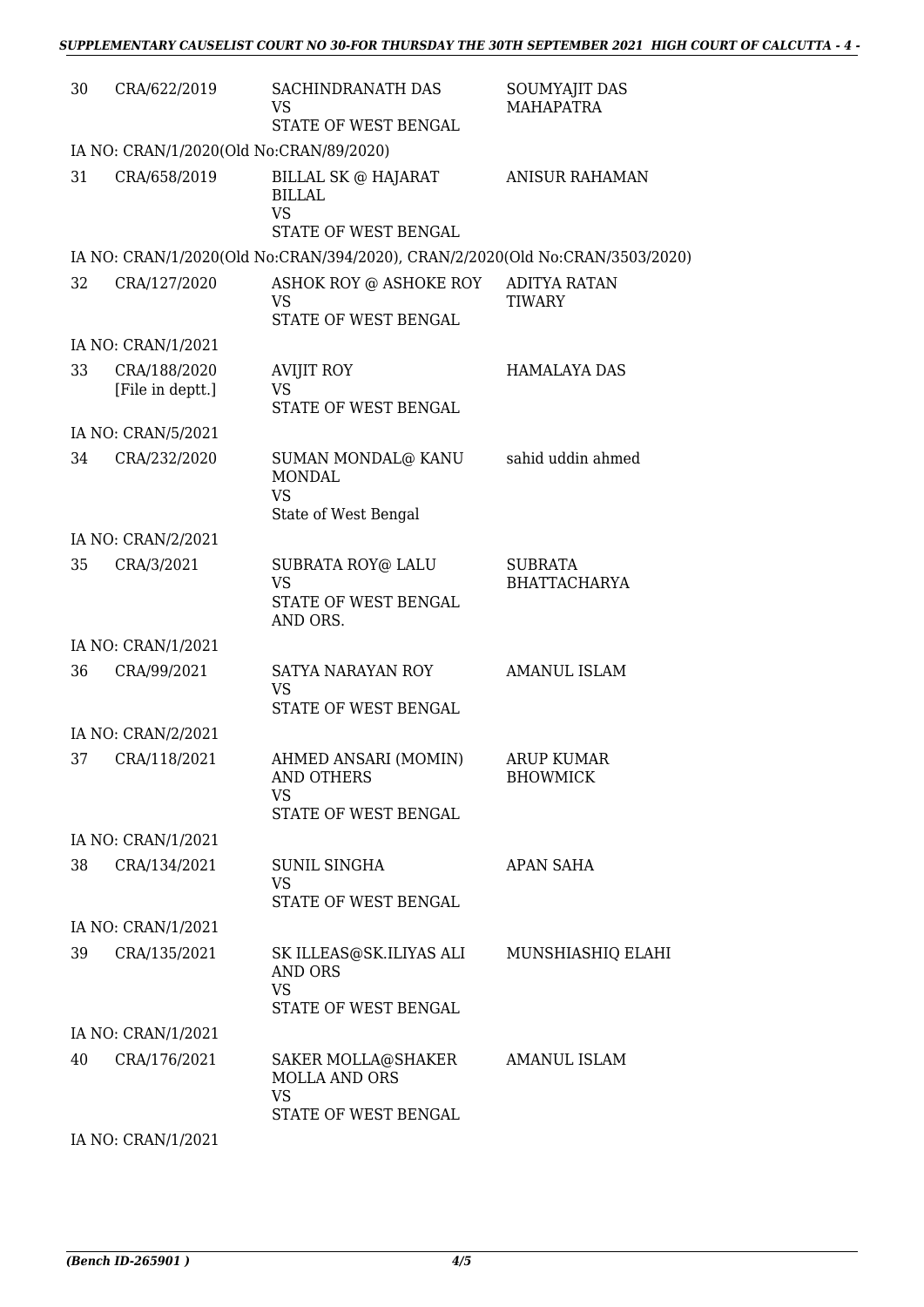| | | | |
|---|---|---|---|
| 30 | CRA/622/2019 | SACHINDRANATH DAS<br>VS<br>STATE OF WEST BENGAL | SOUMYAJIT DAS MAHAPATRA |
| IA NO: CRAN/1/2020(Old No:CRAN/89/2020) | | | |
| 31 | CRA/658/2019 | BILLAL SK @ HAJARAT BILLAL<br>VS<br>STATE OF WEST BENGAL | ANISUR RAHAMAN |
| IA NO: CRAN/1/2020(Old No:CRAN/394/2020), CRAN/2/2020(Old No:CRAN/3503/2020) | | | |
| 32 | CRA/127/2020 | ASHOK ROY @ ASHOKE ROY<br>VS<br>STATE OF WEST BENGAL | ADITYA RATAN TIWARY |
| IA NO: CRAN/1/2021 | | | |
| 33 | CRA/188/2020<br>[File in deptt.] | AVIJIT ROY<br>VS<br>STATE OF WEST BENGAL | HAMALAYA DAS |
| IA NO: CRAN/5/2021 | | | |
| 34 | CRA/232/2020 | SUMAN MONDAL@ KANU MONDAL<br>VS<br>State of West Bengal | sahid uddin ahmed |
| IA NO: CRAN/2/2021 | | | |
| 35 | CRA/3/2021 | SUBRATA ROY@ LALU<br>VS<br>STATE OF WEST BENGAL AND ORS. | SUBRATA BHATTACHARYA |
| IA NO: CRAN/1/2021 | | | |
| 36 | CRA/99/2021 | SATYA NARAYAN ROY<br>VS<br>STATE OF WEST BENGAL | AMANUL ISLAM |
| IA NO: CRAN/2/2021 | | | |
| 37 | CRA/118/2021 | AHMED ANSARI (MOMIN) AND OTHERS<br>VS<br>STATE OF WEST BENGAL | ARUP KUMAR BHOWMICK |
| IA NO: CRAN/1/2021 | | | |
| 38 | CRA/134/2021 | SUNIL SINGHA<br>VS<br>STATE OF WEST BENGAL | APAN SAHA |
| IA NO: CRAN/1/2021 | | | |
| 39 | CRA/135/2021 | SK ILLEAS@SK.ILIYAS ALI AND ORS<br>VS<br>STATE OF WEST BENGAL | MUNSHIASHIQ ELAHI |
| IA NO: CRAN/1/2021 | | | |
| 40 | CRA/176/2021 | SAKER MOLLA@SHAKER MOLLA AND ORS<br>VS<br>STATE OF WEST BENGAL | AMANUL ISLAM |
| IA NO: CRAN/1/2021 | | | |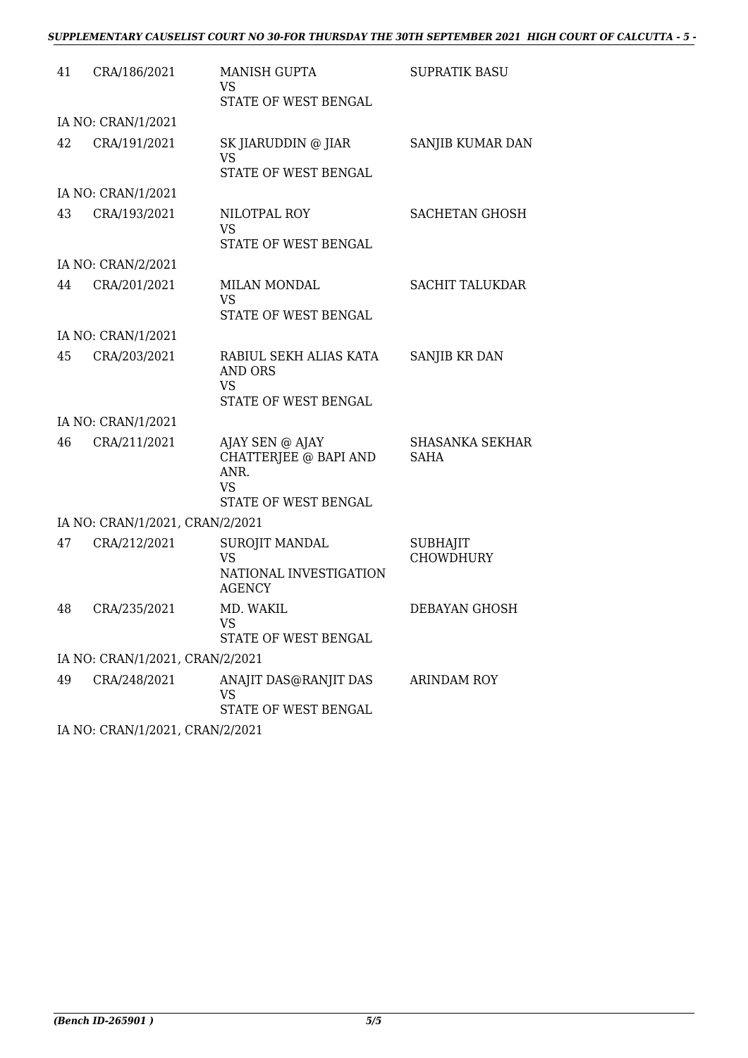| | | | |
|---|---|---|---|
| 41 | CRA/186/2021 | MANISH GUPTA<br>VS<br>STATE OF WEST BENGAL | SUPRATIK BASU |
| IA NO: CRAN/1/2021 | | | |
| 42 | CRA/191/2021 | SK JIARUDDIN @ JIAR<br>VS<br>STATE OF WEST BENGAL | SANJIB KUMAR DAN |
| IA NO: CRAN/1/2021 | | | |
| 43 | CRA/193/2021 | NILOTPAL ROY<br>VS<br>STATE OF WEST BENGAL | SACHETAN GHOSH |
| IA NO: CRAN/2/2021 | | | |
| 44 | CRA/201/2021 | MILAN MONDAL<br>VS<br>STATE OF WEST BENGAL | SACHIT TALUKDAR |
| IA NO: CRAN/1/2021 | | | |
| 45 | CRA/203/2021 | RABIUL SEKH ALIAS KATA AND ORS<br>VS<br>STATE OF WEST BENGAL | SANJIB KR DAN |
| IA NO: CRAN/1/2021 | | | |
| 46 | CRA/211/2021 | AJAY SEN @ AJAY CHATTERJEE @ BAPI AND ANR.<br>VS<br>STATE OF WEST BENGAL | SHASANKA SEKHAR SAHA |
| IA NO: CRAN/1/2021, CRAN/2/2021 | | | |
| 47 | CRA/212/2021 | SUROJIT MANDAL<br>VS<br>NATIONAL INVESTIGATION AGENCY | SUBHAJIT CHOWDHURY |
| 48 | CRA/235/2021 | MD. WAKIL<br>VS<br>STATE OF WEST BENGAL | DEBAYAN GHOSH |
| IA NO: CRAN/1/2021, CRAN/2/2021 | | | |
| 49 | CRA/248/2021 | ANAJIT DAS@RANJIT DAS<br>VS<br>STATE OF WEST BENGAL | ARINDAM ROY |
| IA NO: CRAN/1/2021, CRAN/2/2021 | | | |

*(Bench ID-265901 )*